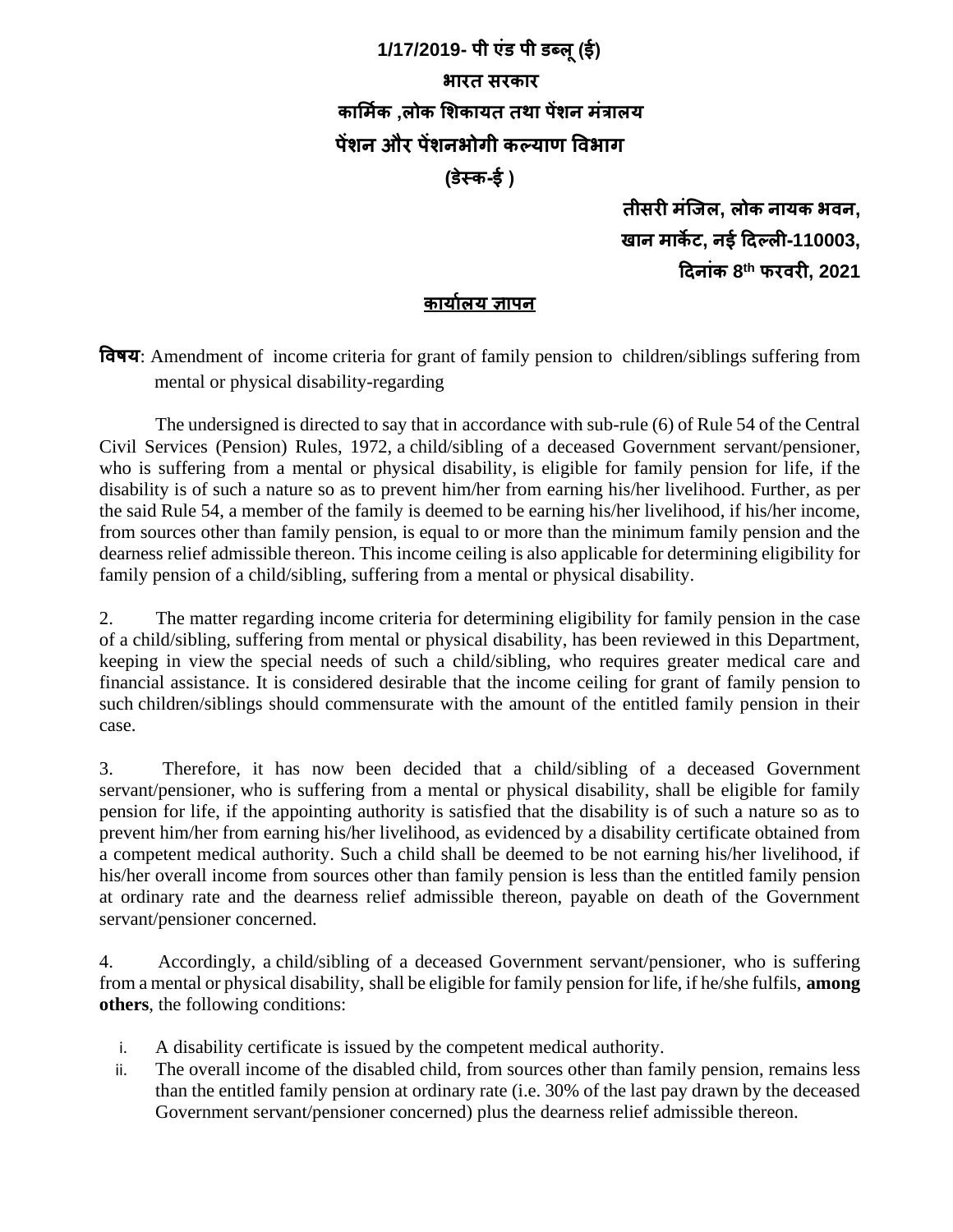**1/17/2019- पी एंड पी डब्लू (ई)**

**भारत सरकार**

**कार्मिक ,लोक शिकायत तथा पेंशन मंत्रालय**

**पेंशन और पेंशनभोगी कल्याण विभाग**

**(डेस्क-ई )**

**तीसरी मंजिल, लोक नायक भवन,**
**खान मार्केट, नई दिल्ली-110003,**
**दिनांक 8th फरवरी, 2021**

## कार्यालय ज्ञापन

**विषय**: Amendment of income criteria for grant of family pension to children/siblings suffering from mental or physical disability-regarding

The undersigned is directed to say that in accordance with sub-rule (6) of Rule 54 of the Central Civil Services (Pension) Rules, 1972, a child/sibling of a deceased Government servant/pensioner, who is suffering from a mental or physical disability, is eligible for family pension for life, if the disability is of such a nature so as to prevent him/her from earning his/her livelihood. Further, as per the said Rule 54, a member of the family is deemed to be earning his/her livelihood, if his/her income, from sources other than family pension, is equal to or more than the minimum family pension and the dearness relief admissible thereon. This income ceiling is also applicable for determining eligibility for family pension of a child/sibling, suffering from a mental or physical disability.

2. The matter regarding income criteria for determining eligibility for family pension in the case of a child/sibling, suffering from mental or physical disability, has been reviewed in this Department, keeping in view the special needs of such a child/sibling, who requires greater medical care and financial assistance. It is considered desirable that the income ceiling for grant of family pension to such children/siblings should commensurate with the amount of the entitled family pension in their case.

3. Therefore, it has now been decided that a child/sibling of a deceased Government servant/pensioner, who is suffering from a mental or physical disability, shall be eligible for family pension for life, if the appointing authority is satisfied that the disability is of such a nature so as to prevent him/her from earning his/her livelihood, as evidenced by a disability certificate obtained from a competent medical authority. Such a child shall be deemed to be not earning his/her livelihood, if his/her overall income from sources other than family pension is less than the entitled family pension at ordinary rate and the dearness relief admissible thereon, payable on death of the Government servant/pensioner concerned.

4. Accordingly, a child/sibling of a deceased Government servant/pensioner, who is suffering from a mental or physical disability, shall be eligible for family pension for life, if he/she fulfils, **among others**, the following conditions:

i. A disability certificate is issued by the competent medical authority.
ii. The overall income of the disabled child, from sources other than family pension, remains less than the entitled family pension at ordinary rate (i.e. 30% of the last pay drawn by the deceased Government servant/pensioner concerned) plus the dearness relief admissible thereon.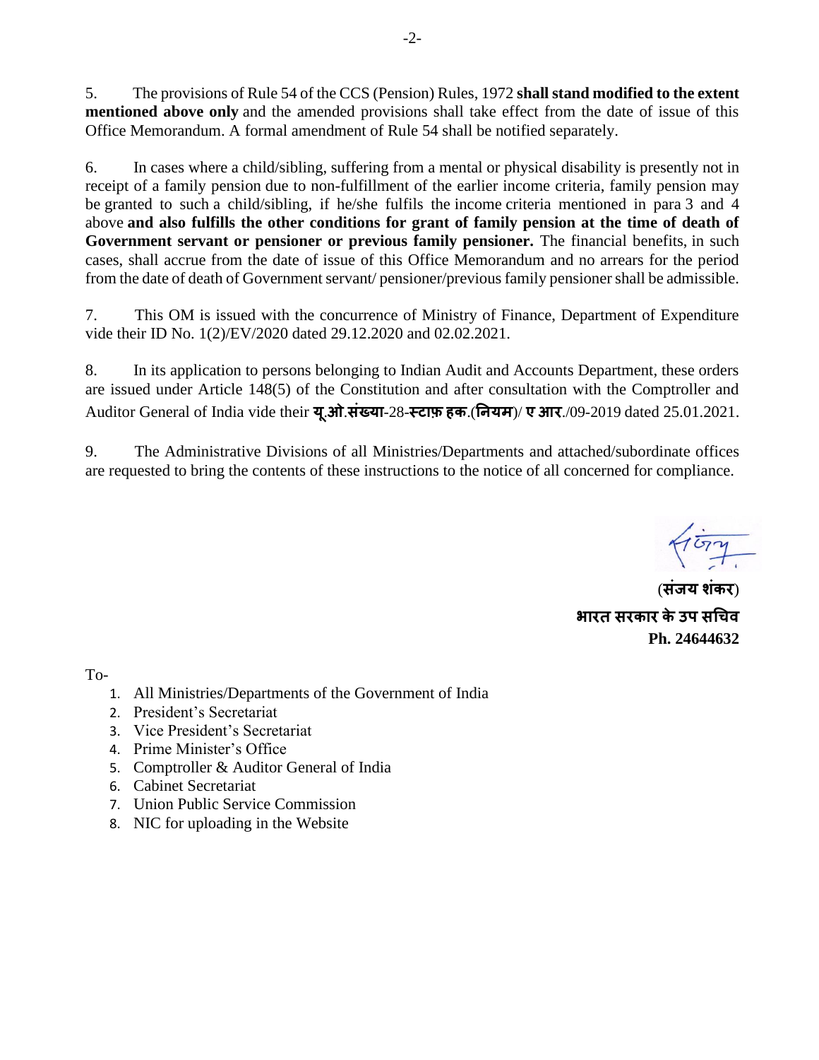5. The provisions of Rule 54 of the CCS (Pension) Rules, 1972 **shall stand modified to the extent mentioned above only** and the amended provisions shall take effect from the date of issue of this Office Memorandum. A formal amendment of Rule 54 shall be notified separately.

6. In cases where a child/sibling, suffering from a mental or physical disability is presently not in receipt of a family pension due to non-fulfillment of the earlier income criteria, family pension may be granted to such a child/sibling, if he/she fulfils the income criteria mentioned in para 3 and 4 above **and also fulfills the other conditions for grant of family pension at the time of death of Government servant or pensioner or previous family pensioner.** The financial benefits, in such cases, shall accrue from the date of issue of this Office Memorandum and no arrears for the period from the date of death of Government servant/ pensioner/previous family pensioner shall be admissible.

7. This OM is issued with the concurrence of Ministry of Finance, Department of Expenditure vide their ID No. 1(2)/EV/2020 dated 29.12.2020 and 02.02.2021.

8. In its application to persons belonging to Indian Audit and Accounts Department, these orders are issued under Article 148(5) of the Constitution and after consultation with the Comptroller and Auditor General of India vide their **यू.ओ.संख्या**-28-**स्टाफ़ हक**.(**नियम**)/ **ए आर**./09-2019 dated 25.01.2021.

9. The Administrative Divisions of all Ministries/Departments and attached/subordinate offices are requested to bring the contents of these instructions to the notice of all concerned for compliance.

(**संजय शंकर**)
**भारत सरकार के उप सचिव**
**Ph. 24644632**

To-

1. All Ministries/Departments of the Government of India
2. President's Secretariat
3. Vice President's Secretariat
4. Prime Minister's Office
5. Comptroller & Auditor General of India
6. Cabinet Secretariat
7. Union Public Service Commission
8. NIC for uploading in the Website